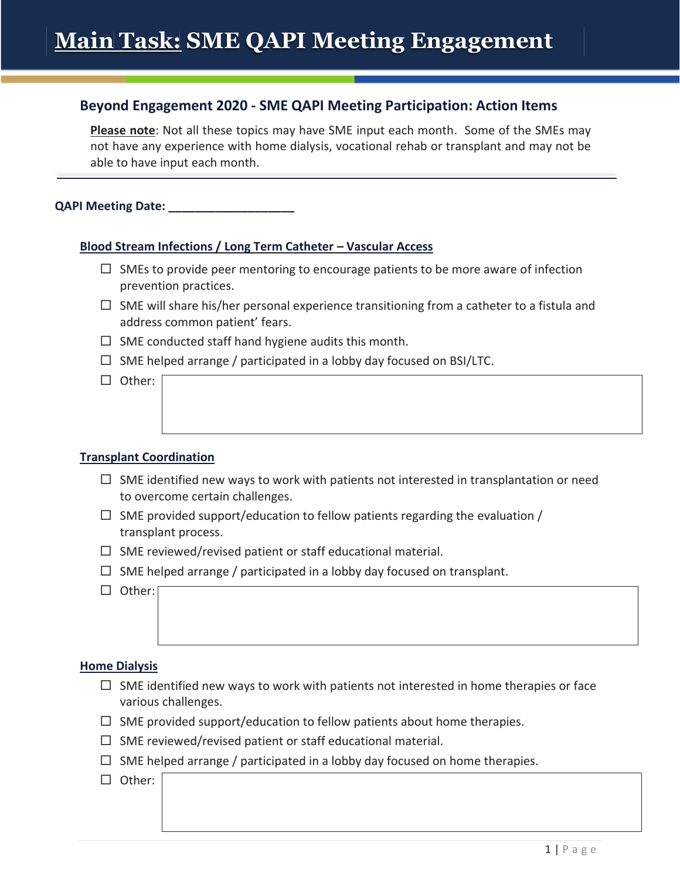# **Main Task:** SME QAPI Meeting Engagement

## Beyond Engagement 2020 - SME QAPI Meeting Participation: Action Items

**Please note**: Not all these topics may have SME input each month. Some of the SMEs may not have any experience with home dialysis, vocational rehab or transplant and may not be able to have input each month.

---

**QAPI Meeting Date: ___________________**

### Blood Stream Infections / Long Term Catheter – Vascular Access

- ☐ SMEs to provide peer mentoring to encourage patients to be more aware of infection prevention practices.
- ☐ SME will share his/her personal experience transitioning from a catheter to a fistula and address common patient' fears.
- ☐ SME conducted staff hand hygiene audits this month.
- ☐ SME helped arrange / participated in a lobby day focused on BSI/LTC.
- ☐ Other:

### Transplant Coordination

- ☐ SME identified new ways to work with patients not interested in transplantation or need to overcome certain challenges.
- ☐ SME provided support/education to fellow patients regarding the evaluation / transplant process.
- ☐ SME reviewed/revised patient or staff educational material.
- ☐ SME helped arrange / participated in a lobby day focused on transplant.
- ☐ Other:

### Home Dialysis

- ☐ SME identified new ways to work with patients not interested in home therapies or face various challenges.
- ☐ SME provided support/education to fellow patients about home therapies.
- ☐ SME reviewed/revised patient or staff educational material.
- ☐ SME helped arrange / participated in a lobby day focused on home therapies.
- ☐ Other: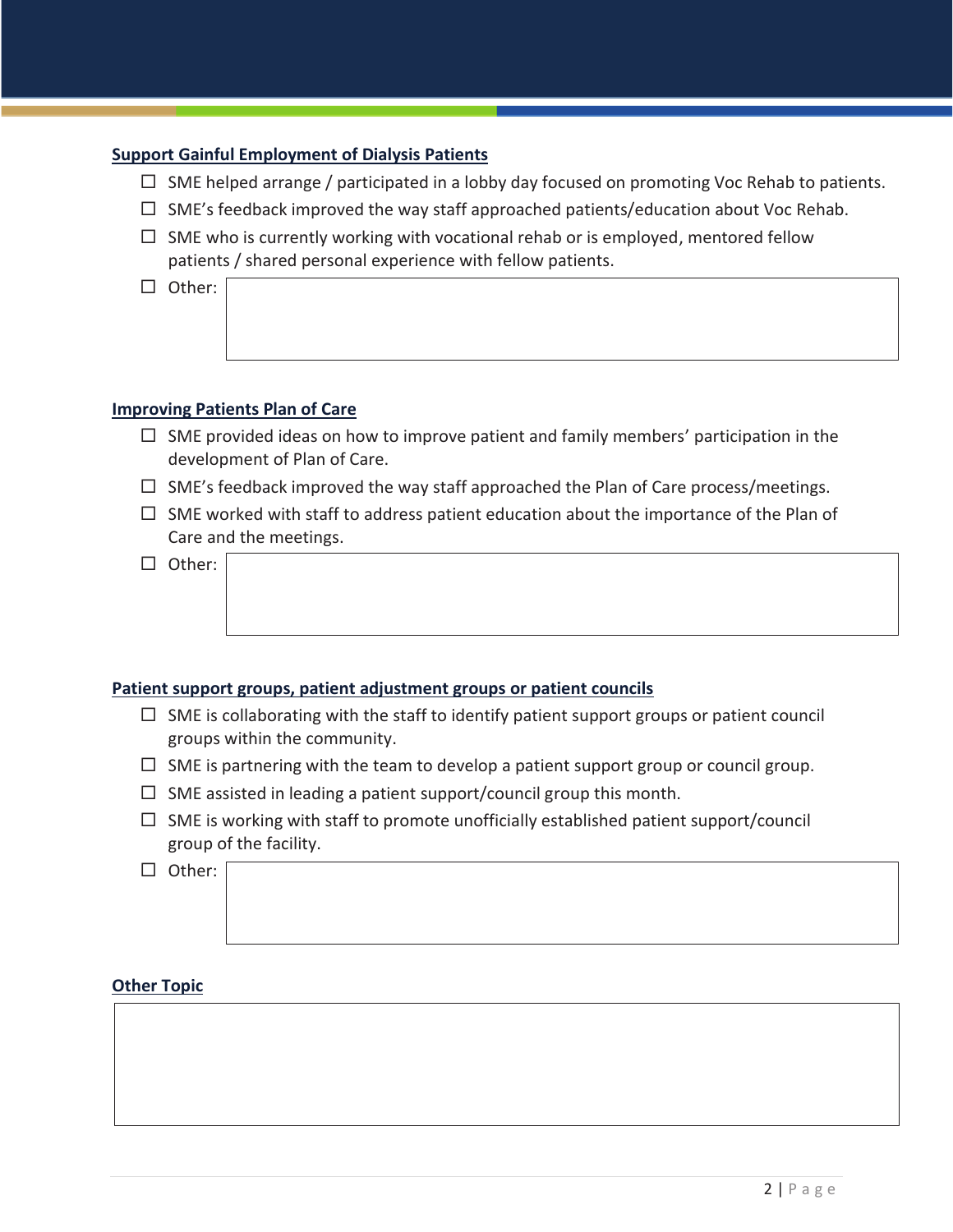**Support Gainful Employment of Dialysis Patients**

- ☐ SME helped arrange / participated in a lobby day focused on promoting Voc Rehab to patients.
- ☐ SME's feedback improved the way staff approached patients/education about Voc Rehab.
- ☐ SME who is currently working with vocational rehab or is employed, mentored fellow patients / shared personal experience with fellow patients.
- ☐ Other:

**Improving Patients Plan of Care**

- ☐ SME provided ideas on how to improve patient and family members' participation in the development of Plan of Care.
- ☐ SME's feedback improved the way staff approached the Plan of Care process/meetings.
- ☐ SME worked with staff to address patient education about the importance of the Plan of Care and the meetings.
- ☐ Other:

**Patient support groups, patient adjustment groups or patient councils**

- ☐ SME is collaborating with the staff to identify patient support groups or patient council groups within the community.
- ☐ SME is partnering with the team to develop a patient support group or council group.
- ☐ SME assisted in leading a patient support/council group this month.
- ☐ SME is working with staff to promote unofficially established patient support/council group of the facility.
- ☐ Other:

**Other Topic**